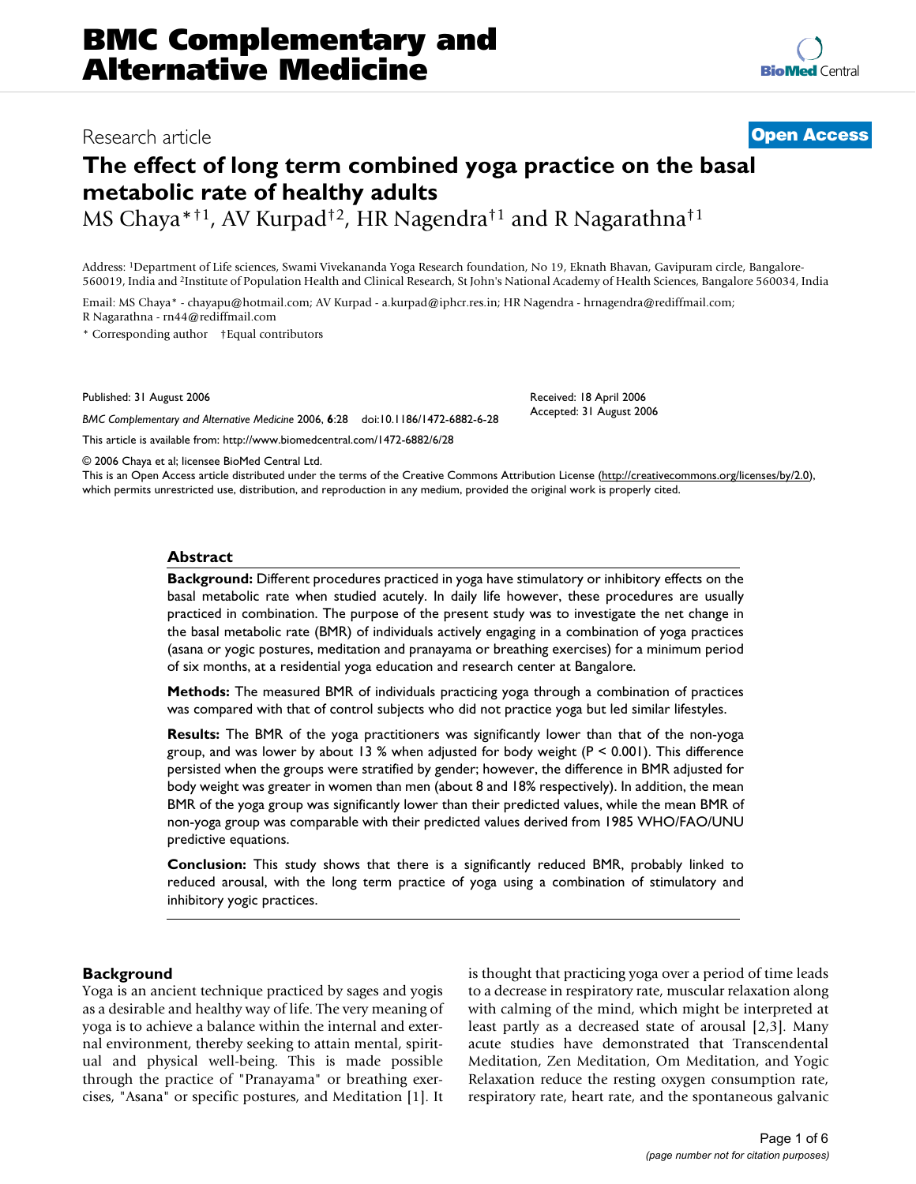# BMC Complementary and Alternative Medicine

Research article

**Open Access**

# The effect of long term combined yoga practice on the basal metabolic rate of healthy adults

MS Chaya*†[1], AV Kurpad†[2], HR Nagendra†[1] and R Nagarathna†[1]

Address: [1]Department of Life sciences, Swami Vivekananda Yoga Research foundation, No 19, Eknath Bhavan, Gavipuram circle, Bangalore-560019, India and [2]Institute of Population Health and Clinical Research, St John's National Academy of Health Sciences, Bangalore 560034, India

Email: MS Chaya* - chayapu@hotmail.com; AV Kurpad - a.kurpad@iphcr.res.in; HR Nagendra - hrnagendra@rediffmail.com; R Nagarathna - rn44@rediffmail.com

\* Corresponding author †Equal contributors

Published: 31 August 2006

*BMC Complementary and Alternative Medicine* 2006, **6**:28 doi:10.1186/1472-6882-6-28

Received: 18 April 2006
Accepted: 31 August 2006

This article is available from: http://www.biomedcentral.com/1472-6882/6/28

© 2006 Chaya et al; licensee BioMed Central Ltd.

This is an Open Access article distributed under the terms of the Creative Commons Attribution License (http://creativecommons.org/licenses/by/2.0), which permits unrestricted use, distribution, and reproduction in any medium, provided the original work is properly cited.

## Abstract

**Background:** Different procedures practiced in yoga have stimulatory or inhibitory effects on the basal metabolic rate when studied acutely. In daily life however, these procedures are usually practiced in combination. The purpose of the present study was to investigate the net change in the basal metabolic rate (BMR) of individuals actively engaging in a combination of yoga practices (asana or yogic postures, meditation and pranayama or breathing exercises) for a minimum period of six months, at a residential yoga education and research center at Bangalore.

**Methods:** The measured BMR of individuals practicing yoga through a combination of practices was compared with that of control subjects who did not practice yoga but led similar lifestyles.

**Results:** The BMR of the yoga practitioners was significantly lower than that of the non-yoga group, and was lower by about 13 % when adjusted for body weight ($P < 0.001$). This difference persisted when the groups were stratified by gender; however, the difference in BMR adjusted for body weight was greater in women than men (about 8 and 18% respectively). In addition, the mean BMR of the yoga group was significantly lower than their predicted values, while the mean BMR of non-yoga group was comparable with their predicted values derived from 1985 WHO/FAO/UNU predictive equations.

**Conclusion:** This study shows that there is a significantly reduced BMR, probably linked to reduced arousal, with the long term practice of yoga using a combination of stimulatory and inhibitory yogic practices.

## Background

Yoga is an ancient technique practiced by sages and yogis as a desirable and healthy way of life. The very meaning of yoga is to achieve a balance within the internal and external environment, thereby seeking to attain mental, spiritual and physical well-being. This is made possible through the practice of "Pranayama" or breathing exercises, "Asana" or specific postures, and Meditation [1]. It is thought that practicing yoga over a period of time leads to a decrease in respiratory rate, muscular relaxation along with calming of the mind, which might be interpreted at least partly as a decreased state of arousal [2,3]. Many acute studies have demonstrated that Transcendental Meditation, Zen Meditation, Om Meditation, and Yogic Relaxation reduce the resting oxygen consumption rate, respiratory rate, heart rate, and the spontaneous galvanic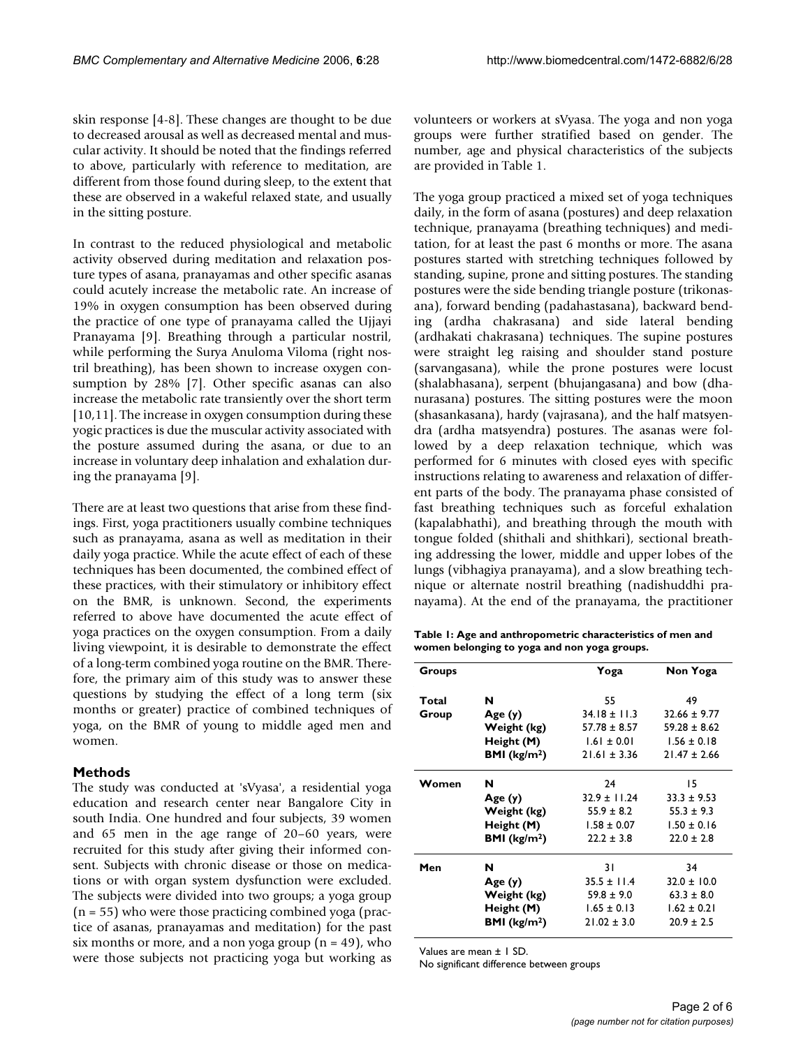skin response [4-8]. These changes are thought to be due to decreased arousal as well as decreased mental and muscular activity. It should be noted that the findings referred to above, particularly with reference to meditation, are different from those found during sleep, to the extent that these are observed in a wakeful relaxed state, and usually in the sitting posture.

In contrast to the reduced physiological and metabolic activity observed during meditation and relaxation posture types of asana, pranayamas and other specific asanas could acutely increase the metabolic rate. An increase of 19% in oxygen consumption has been observed during the practice of one type of pranayama called the Ujjayi Pranayama [9]. Breathing through a particular nostril, while performing the Surya Anuloma Viloma (right nostril breathing), has been shown to increase oxygen consumption by 28% [7]. Other specific asanas can also increase the metabolic rate transiently over the short term [10,11]. The increase in oxygen consumption during these yogic practices is due the muscular activity associated with the posture assumed during the asana, or due to an increase in voluntary deep inhalation and exhalation during the pranayama [9].

There are at least two questions that arise from these findings. First, yoga practitioners usually combine techniques such as pranayama, asana as well as meditation in their daily yoga practice. While the acute effect of each of these techniques has been documented, the combined effect of these practices, with their stimulatory or inhibitory effect on the BMR, is unknown. Second, the experiments referred to above have documented the acute effect of yoga practices on the oxygen consumption. From a daily living viewpoint, it is desirable to demonstrate the effect of a long-term combined yoga routine on the BMR. Therefore, the primary aim of this study was to answer these questions by studying the effect of a long term (six months or greater) practice of combined techniques of yoga, on the BMR of young to middle aged men and women.

## Methods

The study was conducted at 'sVyasa', a residential yoga education and research center near Bangalore City in south India. One hundred and four subjects, 39 women and 65 men in the age range of 20–60 years, were recruited for this study after giving their informed consent. Subjects with chronic disease or those on medications or with organ system dysfunction were excluded. The subjects were divided into two groups; a yoga group (n = 55) who were those practicing combined yoga (practice of asanas, pranayamas and meditation) for the past six months or more, and a non yoga group (n = 49), who were those subjects not practicing yoga but working as volunteers or workers at sVyasa. The yoga and non yoga groups were further stratified based on gender. The number, age and physical characteristics of the subjects are provided in Table 1.

The yoga group practiced a mixed set of yoga techniques daily, in the form of asana (postures) and deep relaxation technique, pranayama (breathing techniques) and meditation, for at least the past 6 months or more. The asana postures started with stretching techniques followed by standing, supine, prone and sitting postures. The standing postures were the side bending triangle posture (trikonasana), forward bending (padahastasana), backward bending (ardha chakrasana) and side lateral bending (ardhakati chakrasana) techniques. The supine postures were straight leg raising and shoulder stand posture (sarvangasana), while the prone postures were locust (shalabhasana), serpent (bhujangasana) and bow (dhanurasana) postures. The sitting postures were the moon (shasankasana), hardy (vajrasana), and the half matsyendra (ardha matsyendra) postures. The asanas were followed by a deep relaxation technique, which was performed for 6 minutes with closed eyes with specific instructions relating to awareness and relaxation of different parts of the body. The pranayama phase consisted of fast breathing techniques such as forceful exhalation (kapalabhathi), and breathing through the mouth with tongue folded (shithali and shithkari), sectional breathing addressing the lower, middle and upper lobes of the lungs (vibhagiya pranayama), and a slow breathing technique or alternate nostril breathing (nadishuddhi pranayama). At the end of the pranayama, the practitioner

**Table 1: Age and anthropometric characteristics of men and women belonging to yoga and non yoga groups.**

| Groups | | Yoga | Non Yoga |
|---|---|---|---|
| Total Group | N | 55 | 49 |
| | Age (y) | 34.18 ± 11.3 | 32.66 ± 9.77 |
| | Weight (kg) | 57.78 ± 8.57 | 59.28 ± 8.62 |
| | Height (M) | 1.61 ± 0.01 | 1.56 ± 0.18 |
| | BMI (kg/m$^2$) | 21.61 ± 3.36 | 21.47 ± 2.66 |
| Women | N | 24 | 15 |
| | Age (y) | 32.9 ± 11.24 | 33.3 ± 9.53 |
| | Weight (kg) | 55.9 ± 8.2 | 55.3 ± 9.3 |
| | Height (M) | 1.58 ± 0.07 | 1.50 ± 0.16 |
| | BMI (kg/m$^2$) | 22.2 ± 3.8 | 22.0 ± 2.8 |
| Men | N | 31 | 34 |
| | Age (y) | 35.5 ± 11.4 | 32.0 ± 10.0 |
| | Weight (kg) | 59.8 ± 9.0 | 63.3 ± 8.0 |
| | Height (M) | 1.65 ± 0.13 | 1.62 ± 0.21 |
| | BMI (kg/m$^2$) | 21.02 ± 3.0 | 20.9 ± 2.5 |

Values are mean ± 1 SD.
No significant difference between groups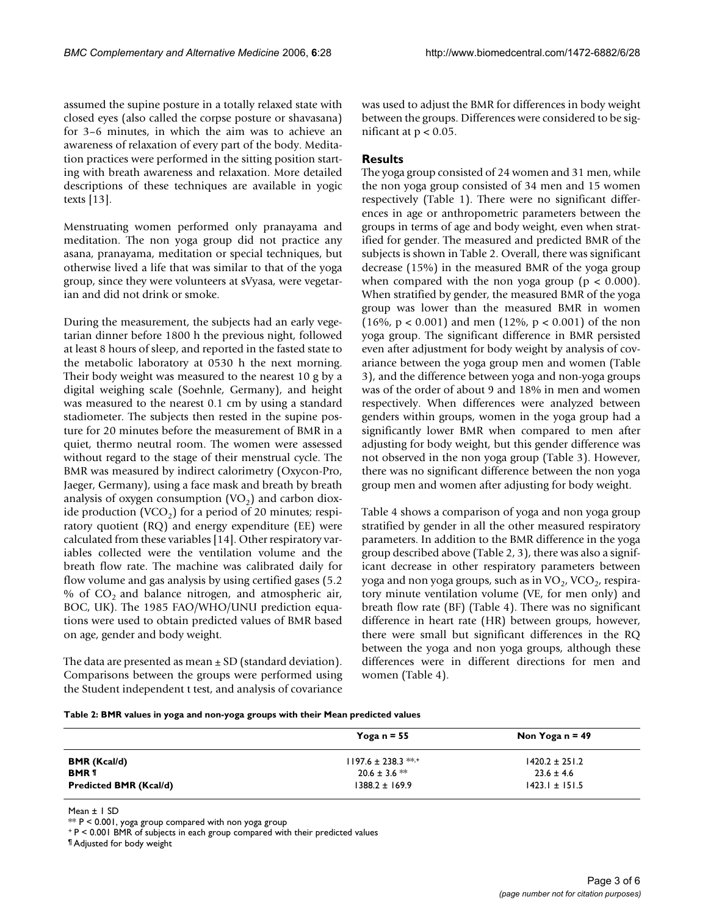assumed the supine posture in a totally relaxed state with closed eyes (also called the corpse posture or shavasana) for 3–6 minutes, in which the aim was to achieve an awareness of relaxation of every part of the body. Meditation practices were performed in the sitting position starting with breath awareness and relaxation. More detailed descriptions of these techniques are available in yogic texts [13].

Menstruating women performed only pranayama and meditation. The non yoga group did not practice any asana, pranayama, meditation or special techniques, but otherwise lived a life that was similar to that of the yoga group, since they were volunteers at sVyasa, were vegetarian and did not drink or smoke.

During the measurement, the subjects had an early vegetarian dinner before 1800 h the previous night, followed at least 8 hours of sleep, and reported in the fasted state to the metabolic laboratory at 0530 h the next morning. Their body weight was measured to the nearest 10 g by a digital weighing scale (Soehnle, Germany), and height was measured to the nearest 0.1 cm by using a standard stadiometer. The subjects then rested in the supine posture for 20 minutes before the measurement of BMR in a quiet, thermo neutral room. The women were assessed without regard to the stage of their menstrual cycle. The BMR was measured by indirect calorimetry (Oxycon-Pro, Jaeger, Germany), using a face mask and breath by breath analysis of oxygen consumption ($VO_2$) and carbon dioxide production ($VCO_2$) for a period of 20 minutes; respiratory quotient (RQ) and energy expenditure (EE) were calculated from these variables [14]. Other respiratory variables collected were the ventilation volume and the breath flow rate. The machine was calibrated daily for flow volume and gas analysis by using certified gases (5.2 % of $CO_2$ and balance nitrogen, and atmospheric air, BOC, UK). The 1985 FAO/WHO/UNU prediction equations were used to obtain predicted values of BMR based on age, gender and body weight.

The data are presented as mean ± SD (standard deviation). Comparisons between the groups were performed using the Student independent t test, and analysis of covariance was used to adjust the BMR for differences in body weight between the groups. Differences were considered to be significant at $p < 0.05$.

## Results

The yoga group consisted of 24 women and 31 men, while the non yoga group consisted of 34 men and 15 women respectively (Table 1). There were no significant differences in age or anthropometric parameters between the groups in terms of age and body weight, even when stratified for gender. The measured and predicted BMR of the subjects is shown in Table 2. Overall, there was significant decrease (15%) in the measured BMR of the yoga group when compared with the non yoga group ($p < 0.000$). When stratified by gender, the measured BMR of the yoga group was lower than the measured BMR in women (16%, $p < 0.001$) and men (12%, $p < 0.001$) of the non yoga group. The significant difference in BMR persisted even after adjustment for body weight by analysis of covariance between the yoga group men and women (Table 3), and the difference between yoga and non-yoga groups was of the order of about 9 and 18% in men and women respectively. When differences were analyzed between genders within groups, women in the yoga group had a significantly lower BMR when compared to men after adjusting for body weight, but this gender difference was not observed in the non yoga group (Table 3). However, there was no significant difference between the non yoga group men and women after adjusting for body weight.

Table 4 shows a comparison of yoga and non yoga group stratified by gender in all the other measured respiratory parameters. In addition to the BMR difference in the yoga group described above (Table 2, 3), there was also a significant decrease in other respiratory parameters between yoga and non yoga groups, such as in $VO_2$, $VCO_2$, respiratory minute ventilation volume (VE, for men only) and breath flow rate (BF) (Table 4). There was no significant difference in heart rate (HR) between groups, however, there were small but significant differences in the RQ between the yoga and non yoga groups, although these differences were in different directions for men and women (Table 4).

**Table 2: BMR values in yoga and non-yoga groups with their Mean predicted values**

| | Yoga n = 55 | Non Yoga n = 49 |
|---|---|---|
| **BMR (Kcal/d)** | 1197.6 ± 238.3 **,+ | 1420.2 ± 251.2 |
| **BMR ¶** | 20.6 ± 3.6 ** | 23.6 ± 4.6 |
| **Predicted BMR (Kcal/d)** | 1388.2 ± 169.9 | 1423.1 ± 151.5 |

Mean ± 1 SD

** P < 0.001, yoga group compared with non yoga group

+ P < 0.001 BMR of subjects in each group compared with their predicted values

¶ Adjusted for body weight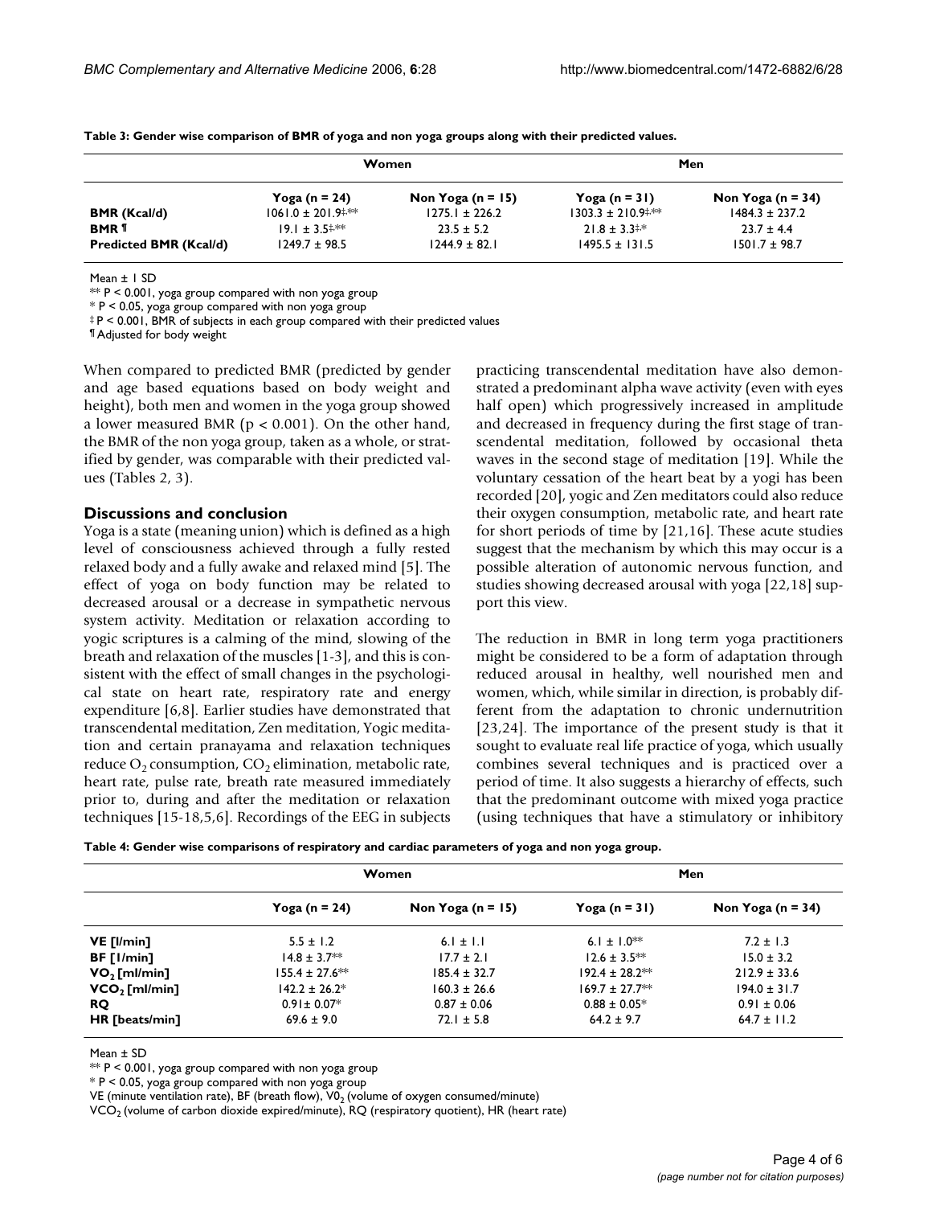**Table 3: Gender wise comparison of BMR of yoga and non yoga groups along with their predicted values.**

| | Women | | Men | |
|---|---|---|---|---|
| | Yoga (n = 24) | Non Yoga (n = 15) | Yoga (n = 31) | Non Yoga (n = 34) |
| **BMR (Kcal/d)** | 1061.0 ± 201.9‡,** | 1275.1 ± 226.2 | 1303.3 ± 210.9‡,** | 1484.3 ± 237.2 |
| **BMR ¶** | 19.1 ± 3.5‡,** | 23.5 ± 5.2 | 21.8 ± 3.3‡,* | 23.7 ± 4.4 |
| **Predicted BMR (Kcal/d)** | 1249.7 ± 98.5 | 1244.9 ± 82.1 | 1495.5 ± 131.5 | 1501.7 ± 98.7 |

Mean ± 1 SD

** P < 0.001, yoga group compared with non yoga group

* P < 0.05, yoga group compared with non yoga group

‡ P < 0.001, BMR of subjects in each group compared with their predicted values

¶ Adjusted for body weight

When compared to predicted BMR (predicted by gender and age based equations based on body weight and height), both men and women in the yoga group showed a lower measured BMR ($p < 0.001$). On the other hand, the BMR of the non yoga group, taken as a whole, or stratified by gender, was comparable with their predicted values (Tables 2, 3).

## Discussions and conclusion

Yoga is a state (meaning union) which is defined as a high level of consciousness achieved through a fully rested relaxed body and a fully awake and relaxed mind [5]. The effect of yoga on body function may be related to decreased arousal or a decrease in sympathetic nervous system activity. Meditation or relaxation according to yogic scriptures is a calming of the mind, slowing of the breath and relaxation of the muscles [1-3], and this is consistent with the effect of small changes in the psychological state on heart rate, respiratory rate and energy expenditure [6,8]. Earlier studies have demonstrated that transcendental meditation, Zen meditation, Yogic meditation and certain pranayama and relaxation techniques reduce $O_2$ consumption, $CO_2$ elimination, metabolic rate, heart rate, pulse rate, breath rate measured immediately prior to, during and after the meditation or relaxation techniques [15-18,5,6]. Recordings of the EEG in subjects practicing transcendental meditation have also demonstrated a predominant alpha wave activity (even with eyes half open) which progressively increased in amplitude and decreased in frequency during the first stage of transcendental meditation, followed by occasional theta waves in the second stage of meditation [19]. While the voluntary cessation of the heart beat by a yogi has been recorded [20], yogic and Zen meditators could also reduce their oxygen consumption, metabolic rate, and heart rate for short periods of time by [21,16]. These acute studies suggest that the mechanism by which this may occur is a possible alteration of autonomic nervous function, and studies showing decreased arousal with yoga [22,18] support this view.

The reduction in BMR in long term yoga practitioners might be considered to be a form of adaptation through reduced arousal in healthy, well nourished men and women, which, while similar in direction, is probably different from the adaptation to chronic undernutrition [23,24]. The importance of the present study is that it sought to evaluate real life practice of yoga, which usually combines several techniques and is practiced over a period of time. It also suggests a hierarchy of effects, such that the predominant outcome with mixed yoga practice (using techniques that have a stimulatory or inhibitory

**Table 4: Gender wise comparisons of respiratory and cardiac parameters of yoga and non yoga group.**

| | Women | | Men | |
|---|---|---|---|---|
| | Yoga (n = 24) | Non Yoga (n = 15) | Yoga (n = 31) | Non Yoga (n = 34) |
| **VE [l/min]** | 5.5 ± 1.2 | 6.1 ± 1.1 | 6.1 ± 1.0** | 7.2 ± 1.3 |
| **BF [l/min]** | 14.8 ± 3.7** | 17.7 ± 2.1 | 12.6 ± 3.5** | 15.0 ± 3.2 |
| **$VO_2$ [ml/min]** | 155.4 ± 27.6** | 185.4 ± 32.7 | 192.4 ± 28.2** | 212.9 ± 33.6 |
| **$VCO_2$ [ml/min]** | 142.2 ± 26.2* | 160.3 ± 26.6 | 169.7 ± 27.7** | 194.0 ± 31.7 |
| **RQ** | 0.91± 0.07* | 0.87 ± 0.06 | 0.88 ± 0.05* | 0.91 ± 0.06 |
| **HR [beats/min]** | 69.6 ± 9.0 | 72.1 ± 5.8 | 64.2 ± 9.7 | 64.7 ± 11.2 |

Mean ± SD

** P < 0.001, yoga group compared with non yoga group

* P < 0.05, yoga group compared with non yoga group

VE (minute ventilation rate), BF (breath flow), $V0_2$ (volume of oxygen consumed/minute)

$VCO_2$ (volume of carbon dioxide expired/minute), RQ (respiratory quotient), HR (heart rate)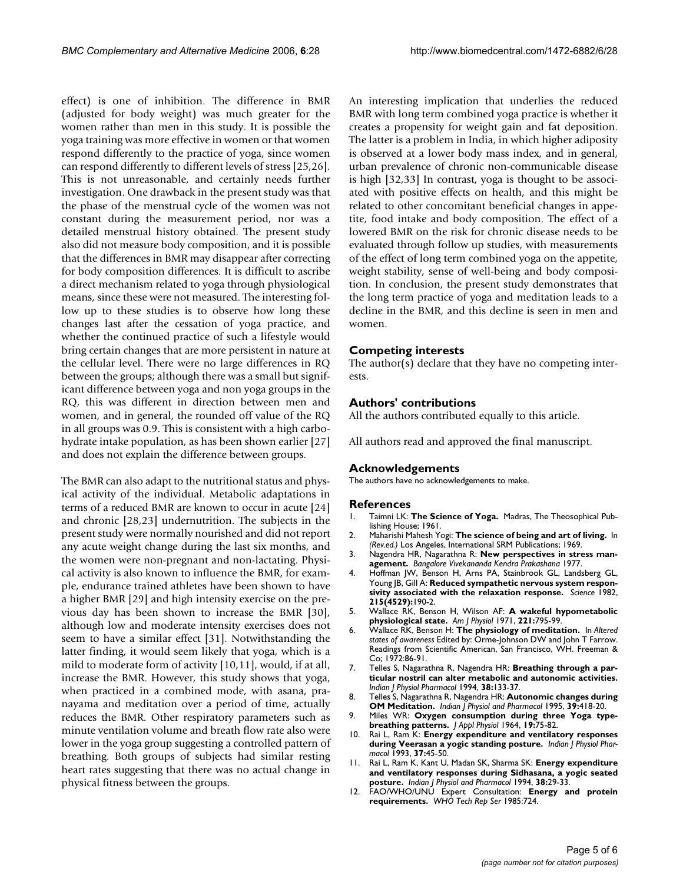effect) is one of inhibition. The difference in BMR (adjusted for body weight) was much greater for the women rather than men in this study. It is possible the yoga training was more effective in women or that women respond differently to the practice of yoga, since women can respond differently to different levels of stress [25,26]. This is not unreasonable, and certainly needs further investigation. One drawback in the present study was that the phase of the menstrual cycle of the women was not constant during the measurement period, nor was a detailed menstrual history obtained. The present study also did not measure body composition, and it is possible that the differences in BMR may disappear after correcting for body composition differences. It is difficult to ascribe a direct mechanism related to yoga through physiological means, since these were not measured. The interesting follow up to these studies is to observe how long these changes last after the cessation of yoga practice, and whether the continued practice of such a lifestyle would bring certain changes that are more persistent in nature at the cellular level. There were no large differences in RQ between the groups; although there was a small but significant difference between yoga and non yoga groups in the RQ, this was different in direction between men and women, and in general, the rounded off value of the RQ in all groups was 0.9. This is consistent with a high carbohydrate intake population, as has been shown earlier [27] and does not explain the difference between groups.

The BMR can also adapt to the nutritional status and physical activity of the individual. Metabolic adaptations in terms of a reduced BMR are known to occur in acute [24] and chronic [28,23] undernutrition. The subjects in the present study were normally nourished and did not report any acute weight change during the last six months, and the women were non-pregnant and non-lactating. Physical activity is also known to influence the BMR, for example, endurance trained athletes have been shown to have a higher BMR [29] and high intensity exercise on the previous day has been shown to increase the BMR [30], although low and moderate intensity exercises does not seem to have a similar effect [31]. Notwithstanding the latter finding, it would seem likely that yoga, which is a mild to moderate form of activity [10,11], would, if at all, increase the BMR. However, this study shows that yoga, when practiced in a combined mode, with asana, pranayama and meditation over a period of time, actually reduces the BMR. Other respiratory parameters such as minute ventilation volume and breath flow rate also were lower in the yoga group suggesting a controlled pattern of breathing. Both groups of subjects had similar resting heart rates suggesting that there was no actual change in physical fitness between the groups.

An interesting implication that underlies the reduced BMR with long term combined yoga practice is whether it creates a propensity for weight gain and fat deposition. The latter is a problem in India, in which higher adiposity is observed at a lower body mass index, and in general, urban prevalence of chronic non-communicable disease is high [32,33] In contrast, yoga is thought to be associated with positive effects on health, and this might be related to other concomitant beneficial changes in appetite, food intake and body composition. The effect of a lowered BMR on the risk for chronic disease needs to be evaluated through follow up studies, with measurements of the effect of long term combined yoga on the appetite, weight stability, sense of well-being and body composition. In conclusion, the present study demonstrates that the long term practice of yoga and meditation leads to a decline in the BMR, and this decline is seen in men and women.

## Competing interests

The author(s) declare that they have no competing interests.

## Authors' contributions

All the authors contributed equally to this article.

All authors read and approved the final manuscript.

## Acknowledgements

The authors have no acknowledgements to make.

## References

1. Taimni LK: **The Science of Yoga.** Madras, The Theosophical Publishing House; 1961.
2. Maharishi Mahesh Yogi: **The science of being and art of living.** In *(Rev.ed.)* Los Angeles, International SRM Publications; 1969.
3. Nagendra HR, Nagarathna R: **New perspectives in stress management.** *Bangalore Vivekananda Kendra Prakashana* 1977.
4. Hoffman JW, Benson H, Arns PA, Stainbrook GL, Landsberg GL, Young JB, Gill A: **Reduced sympathetic nervous system responsivity associated with the relaxation response.** *Science* 1982, **215(4529):**190-2.
5. Wallace RK, Benson H, Wilson AF: **A wakeful hypometabolic physiological state.** *Am J Physiol* 1971, **221:**795-99.
6. Wallace RK, Benson H: **The physiology of meditation.** In *Altered states of awareness* Edited by: Orme-Johnson DW and John T Farrow. Readings from Scientific American, San Francisco, WH. Freeman & Co; 1972:86-91.
7. Telles S, Nagarathna R, Nagendra HR: **Breathing through a particular nostril can alter metabolic and autonomic activities.** *Indian J Physiol Pharmacol* 1994, **38:**133-37.
8. Telles S, Nagarathna R, Nagendra HR: **Autonomic changes during OM Meditation.** *Indian J Physiol and Pharmacol* 1995, **39:**418-20.
9. Miles WR: **Oxygen consumption during three Yoga type-breathing patterns.** *J Appl Physiol* 1964, **19:**75-82.
10. Rai L, Ram K: **Energy expenditure and ventilatory responses during Veerasan a yogic standing posture.** *Indian J Physiol Pharmacol* 1993, **37:**45-50.
11. Rai L, Ram K, Kant U, Madan SK, Sharma SK: **Energy expenditure and ventilatory responses during Sidhasana, a yogic seated posture.** *Indian J Physiol and Pharmacol* 1994, **38:**29-33.
12. FAO/WHO/UNU Expert Consultation: **Energy and protein requirements.** *WHO Tech Rep Ser* 1985:724.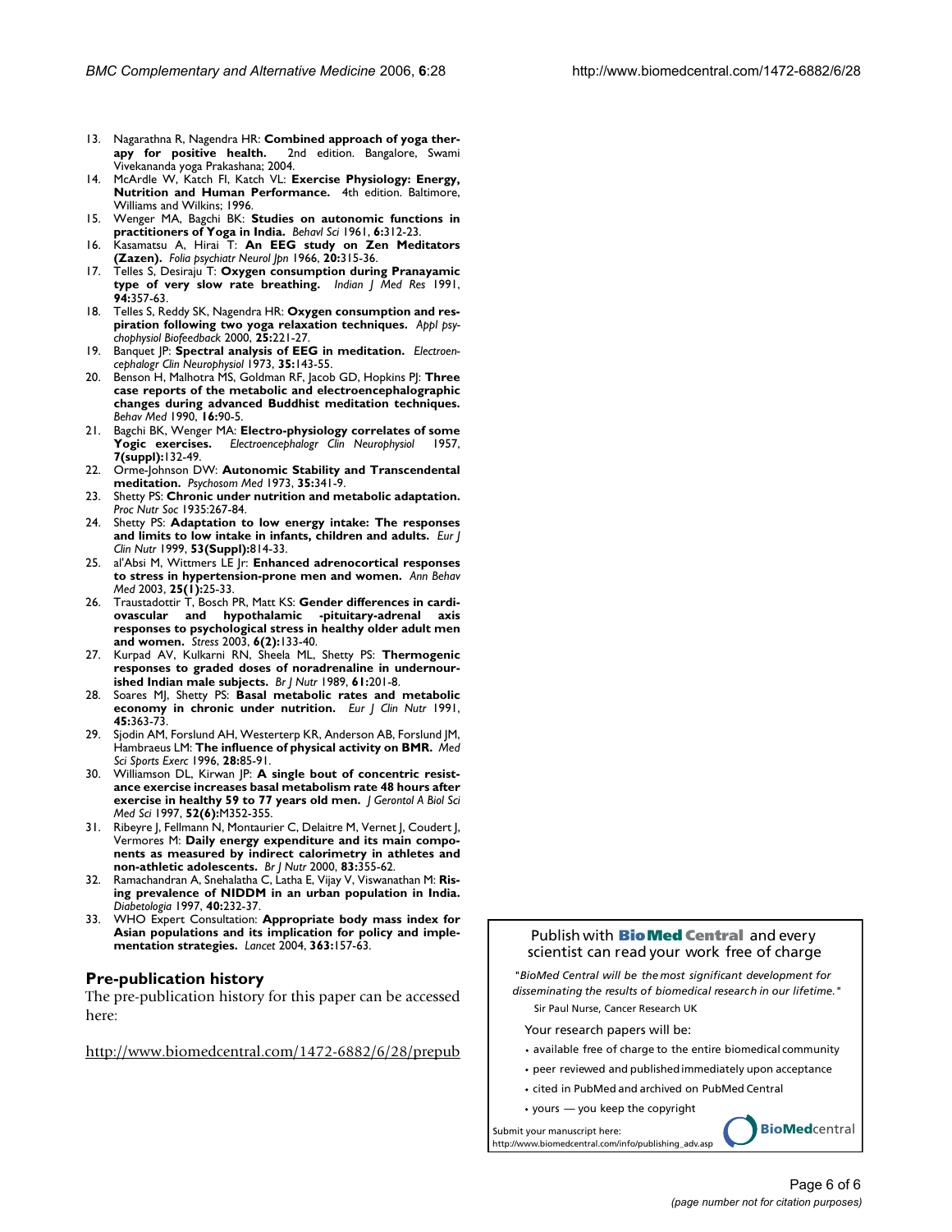13. Nagarathna R, Nagendra HR: **Combined approach of yoga therapy for positive health.** 2nd edition. Bangalore, Swami Vivekananda yoga Prakashana; 2004.
14. McArdle W, Katch FI, Katch VL: **Exercise Physiology: Energy, Nutrition and Human Performance.** 4th edition. Baltimore, Williams and Wilkins; 1996.
15. Wenger MA, Bagchi BK: **Studies on autonomic functions in practitioners of Yoga in India.** *Behavl Sci* 1961, **6:**312-23.
16. Kasamatsu A, Hirai T: **An EEG study on Zen Meditators (Zazen).** *Folia psychiatr Neurol Jpn* 1966, **20:**315-36.
17. Telles S, Desiraju T: **Oxygen consumption during Pranayamic type of very slow rate breathing.** *Indian J Med Res* 1991, **94:**357-63.
18. Telles S, Reddy SK, Nagendra HR: **Oxygen consumption and respiration following two yoga relaxation techniques.** *Appl psychophysiol Biofeedback* 2000, **25:**221-27.
19. Banquet JP: **Spectral analysis of EEG in meditation.** *Electroencephalogr Clin Neurophysiol* 1973, **35:**143-55.
20. Benson H, Malhotra MS, Goldman RF, Jacob GD, Hopkins PJ: **Three case reports of the metabolic and electroencephalographic changes during advanced Buddhist meditation techniques.** *Behav Med* 1990, **16:**90-5.
21. Bagchi BK, Wenger MA: **Electro-physiology correlates of some Yogic exercises.** *Electroencephalogr Clin Neurophysiol* 1957, **7(suppl):**132-49.
22. Orme-Johnson DW: **Autonomic Stability and Transcendental meditation.** *Psychosom Med* 1973, **35:**341-9.
23. Shetty PS: **Chronic under nutrition and metabolic adaptation.** *Proc Nutr Soc* 1935:267-84.
24. Shetty PS: **Adaptation to low energy intake: The responses and limits to low intake in infants, children and adults.** *Eur J Clin Nutr* 1999, **53(Suppl):**814-33.
25. al'Absi M, Wittmers LE Jr: **Enhanced adrenocortical responses to stress in hypertension-prone men and women.** *Ann Behav Med* 2003, **25(1):**25-33.
26. Traustadottir T, Bosch PR, Matt KS: **Gender differences in cardiovascular and hypothalamic -pituitary-adrenal axis responses to psychological stress in healthy older adult men and women.** *Stress* 2003, **6(2):**133-40.
27. Kurpad AV, Kulkarni RN, Sheela ML, Shetty PS: **Thermogenic responses to graded doses of noradrenaline in undernourished Indian male subjects.** *Br J Nutr* 1989, **61:**201-8.
28. Soares MJ, Shetty PS: **Basal metabolic rates and metabolic economy in chronic under nutrition.** *Eur J Clin Nutr* 1991, **45:**363-73.
29. Sjodin AM, Forslund AH, Westerterp KR, Anderson AB, Forslund JM, Hambraeus LM: **The influence of physical activity on BMR.** *Med Sci Sports Exerc* 1996, **28:**85-91.
30. Williamson DL, Kirwan JP: **A single bout of concentric resistance exercise increases basal metabolism rate 48 hours after exercise in healthy 59 to 77 years old men.** *J Gerontol A Biol Sci Med Sci* 1997, **52(6):**M352-355.
31. Ribeyre J, Fellmann N, Montaurier C, Delaitre M, Vernet J, Coudert J, Vermores M: **Daily energy expenditure and its main components as measured by indirect calorimetry in athletes and non-athletic adolescents.** *Br J Nutr* 2000, **83:**355-62.
32. Ramachandran A, Snehalatha C, Latha E, Vijay V, Viswanathan M: **Rising prevalence of NIDDM in an urban population in India.** *Diabetologia* 1997, **40:**232-37.
33. WHO Expert Consultation: **Appropriate body mass index for Asian populations and its implication for policy and implementation strategies.** *Lancet* 2004, **363:**157-63.

## Pre-publication history

The pre-publication history for this paper can be accessed here:

http://www.biomedcentral.com/1472-6882/6/28/prepub

Publish with **BioMed Central** and every scientist can read your work free of charge

*"BioMed Central will be the most significant development for disseminating the results of biomedical research in our lifetime."*
Sir Paul Nurse, Cancer Research UK

Your research papers will be:

- available free of charge to the entire biomedical community
- peer reviewed and published immediately upon acceptance
- cited in PubMed and archived on PubMed Central
- yours — you keep the copyright

Submit your manuscript here:
http://www.biomedcentral.com/info/publishing_adv.asp

BioMedcentral